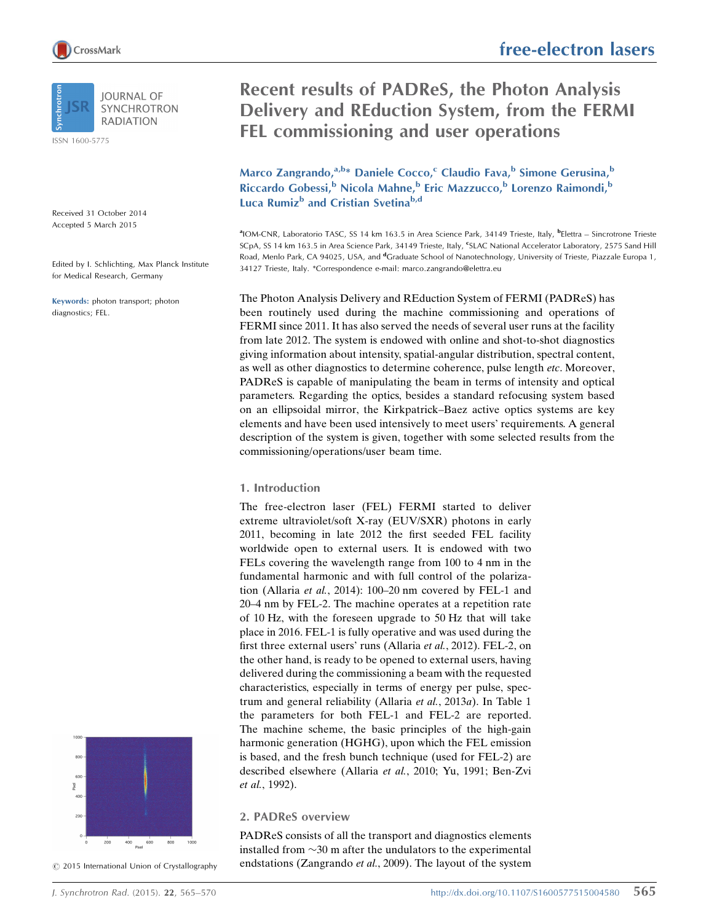# Recent results of PADReS, the Photon Analysis Delivery and REduction System, from the FERMI FEL commissioning and user operations

Marco Zangrando,[a,b]* Daniele Cocco,[c] Claudio Fava,[b] Simone Gerusina,[b] Riccardo Gobessi,[b] Nicola Mahne,[b] Eric Mazzucco,[b] Lorenzo Raimondi,[b] Luca Rumiz[b] and Cristian Svetina[b,d]

[a]IOM-CNR, Laboratorio TASC, SS 14 km 163.5 in Area Science Park, 34149 Trieste, Italy, [b]Elettra – Sincrotrone Trieste SCpA, SS 14 km 163.5 in Area Science Park, 34149 Trieste, Italy, [c]SLAC National Accelerator Laboratory, 2575 Sand Hill Road, Menlo Park, CA 94025, USA, and [d]Graduate School of Nanotechnology, University of Trieste, Piazzale Europa 1, 34127 Trieste, Italy. *Correspondence e-mail: marco.zangrando@elettra.eu

Received 31 October 2014
Accepted 5 March 2015

Edited by I. Schlichting, Max Planck Institute for Medical Research, Germany

**Keywords:** photon transport; photon diagnostics; FEL.

© 2015 International Union of Crystallography

The Photon Analysis Delivery and REduction System of FERMI (PADReS) has been routinely used during the machine commissioning and operations of FERMI since 2011. It has also served the needs of several user runs at the facility from late 2012. The system is endowed with online and shot-to-shot diagnostics giving information about intensity, spatial-angular distribution, spectral content, as well as other diagnostics to determine coherence, pulse length *etc*. Moreover, PADReS is capable of manipulating the beam in terms of intensity and optical parameters. Regarding the optics, besides a standard refocusing system based on an ellipsoidal mirror, the Kirkpatrick–Baez active optics systems are key elements and have been used intensively to meet users' requirements. A general description of the system is given, together with some selected results from the commissioning/operations/user beam time.

## 1. Introduction

The free-electron laser (FEL) FERMI started to deliver extreme ultraviolet/soft X-ray (EUV/SXR) photons in early 2011, becoming in late 2012 the first seeded FEL facility worldwide open to external users. It is endowed with two FELs covering the wavelength range from 100 to 4 nm in the fundamental harmonic and with full control of the polarization (Allaria *et al.*, 2014): 100–20 nm covered by FEL-1 and 20–4 nm by FEL-2. The machine operates at a repetition rate of 10 Hz, with the foreseen upgrade to 50 Hz that will take place in 2016. FEL-1 is fully operative and was used during the first three external users' runs (Allaria *et al.*, 2012). FEL-2, on the other hand, is ready to be opened to external users, having delivered during the commissioning a beam with the requested characteristics, especially in terms of energy per pulse, spectrum and general reliability (Allaria *et al.*, 2013*a*). In Table 1 the parameters for both FEL-1 and FEL-2 are reported. The machine scheme, the basic principles of the high-gain harmonic generation (HGHG), upon which the FEL emission is based, and the fresh bunch technique (used for FEL-2) are described elsewhere (Allaria *et al.*, 2010; Yu, 1991; Ben-Zvi *et al.*, 1992).

## 2. PADReS overview

PADReS consists of all the transport and diagnostics elements installed from ~30 m after the undulators to the experimental endstations (Zangrando *et al.*, 2009). The layout of the system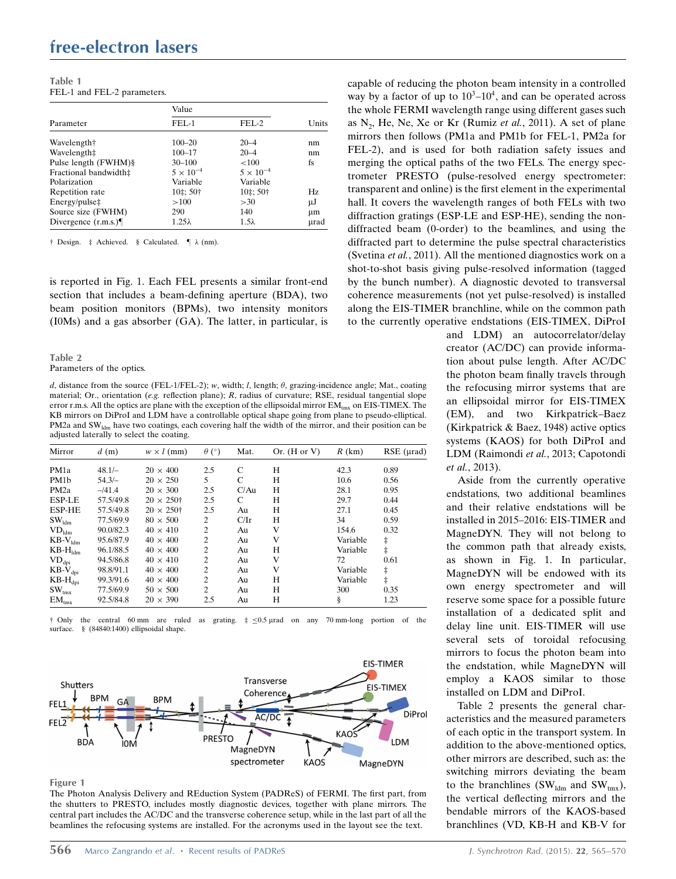**Table 1**
FEL-1 and FEL-2 parameters.

| Parameter | Value | | Units |
|---|---|---|---|
| | FEL-1 | FEL-2 | |
| Wavelength† | 100–20 | 20–4 | nm |
| Wavelength‡ | 100–17 | 20–4 | nm |
| Pulse length (FWHM)§ | 30–100 | <100 | fs |
| Fractional bandwidth‡ | $5 \times 10^{-4}$ | $5 \times 10^{-4}$ | |
| Polarization | Variable | Variable | |
| Repetition rate | 10‡; 50† | 10‡; 50† | Hz |
| Energy/pulse‡ | >100 | >30 | μJ |
| Source size (FWHM) | 290 | 140 | μm |
| Divergence (r.m.s.)¶ | 1.25λ | 1.5λ | μrad |

† Design. ‡ Achieved. § Calculated. ¶ λ (nm).

is reported in Fig. 1. Each FEL presents a similar front-end section that includes a beam-defining aperture (BDA), two beam position monitors (BPMs), two intensity monitors (I0Ms) and a gas absorber (GA). The latter, in particular, is capable of reducing the photon beam intensity in a controlled way by a factor of up to $10^3$–$10^4$, and can be operated across the whole FERMI wavelength range using different gases such as $N_2$, He, Ne, Xe or Kr (Rumiz *et al.*, 2011). A set of plane mirrors then follows (PM1a and PM1b for FEL-1, PM2a for FEL-2), and is used for both radiation safety issues and merging the optical paths of the two FELs. The energy spectrometer PRESTO (pulse-resolved energy spectrometer: transparent and online) is the first element in the experimental hall. It covers the wavelength ranges of both FELs with two diffraction gratings (ESP-LE and ESP-HE), sending the non-diffracted beam (0-order) to the beamlines, and using the diffracted part to determine the pulse spectral characteristics (Svetina *et al.*, 2011). All the mentioned diagnostics work on a shot-to-shot basis giving pulse-resolved information (tagged by the bunch number). A diagnostic devoted to transversal coherence measurements (not yet pulse-resolved) is installed along the EIS-TIMER branchline, while on the common path to the currently operative endstations (EIS-TIMEX, DiProI and LDM) an autocorrelator/delay creator (AC/DC) can provide information about pulse length. After AC/DC the photon beam finally travels through the refocusing mirror systems that are an ellipsoidal mirror for EIS-TIMEX (EM), and two Kirkpatrick–Baez (Kirkpatrick & Baez, 1948) active optics systems (KAOS) for both DiProI and LDM (Raimondi *et al.*, 2013; Capotondi *et al.*, 2013).

Aside from the currently operative endstations, two additional beamlines and their relative endstations will be installed in 2015–2016: EIS-TIMER and MagneDYN. They will not belong to the common path that already exists, as shown in Fig. 1. In particular, MagneDYN will be endowed with its own energy spectrometer and will reserve some space for a possible future installation of a dedicated split and delay line unit. EIS-TIMER will use several sets of toroidal refocusing mirrors to focus the photon beam into the endstation, while MagneDYN will employ a KAOS similar to those installed on LDM and DiProI.

Table 2 presents the general characteristics and the measured parameters of each optic in the transport system. In addition to the above-mentioned optics, other mirrors are described, such as: the switching mirrors deviating the beam to the branchlines ($SW_{ldm}$ and $SW_{tmx}$), the vertical deflecting mirrors and the bendable mirrors of the KAOS-based branchlines (VD, KB-H and KB-V for

**Table 2**
Parameters of the optics.

*d*, distance from the source (FEL-1/FEL-2); *w*, width; *l*, length; *θ*, grazing-incidence angle; Mat., coating material; Or., orientation (*e.g.* reflection plane); *R*, radius of curvature; RSE, residual tangential slope error r.m.s. All the optics are plane with the exception of the ellipsoidal mirror $EM_{tmx}$ on EIS-TIMEX. The KB mirrors on DiProI and LDM have a controllable optical shape going from plane to pseudo-elliptical. PM2a and $SW_{ldm}$ have two coatings, each covering half the width of the mirror, and their position can be adjusted laterally to select the coating.

| Mirror | *d* (m) | *w* × *l* (mm) | *θ* (°) | Mat. | Or. (H or V) | *R* (km) | RSE (μrad) |
|---|---|---|---|---|---|---|---|
| PM1a | 48.1/– | 20 × 400 | 2.5 | C | H | 42.3 | 0.89 |
| PM1b | 54.3/– | 20 × 250 | 5 | C | H | 10.6 | 0.56 |
| PM2a | –/41.4 | 20 × 300 | 2.5 | C/Au | H | 28.1 | 0.95 |
| ESP-LE | 57.5/49.8 | 20 × 250† | 2.5 | C | H | 29.7 | 0.44 |
| ESP-HE | 57.5/49.8 | 20 × 250† | 2.5 | Au | H | 27.1 | 0.45 |
| $SW_{ldm}$ | 77.5/69.9 | 80 × 500 | 2 | C/Ir | H | 34 | 0.59 |
| $VD_{ldm}$ | 90.0/82.3 | 40 × 410 | 2 | Au | V | 154.6 | 0.32 |
| $KB\text{-}V_{ldm}$ | 95.6/87.9 | 40 × 400 | 2 | Au | V | Variable | ‡ |
| $KB\text{-}H_{ldm}$ | 96.1/88.5 | 40 × 400 | 2 | Au | H | Variable | ‡ |
| $VD_{dpi}$ | 94.5/86.8 | 40 × 410 | 2 | Au | V | 72 | 0.61 |
| $KB\text{-}V_{dpi}$ | 98.8/91.1 | 40 × 400 | 2 | Au | V | Variable | ‡ |
| $KB\text{-}H_{dpi}$ | 99.3/91.6 | 40 × 400 | 2 | Au | H | Variable | ‡ |
| $SW_{tmx}$ | 77.5/69.9 | 50 × 500 | 2 | Au | H | 300 | 0.35 |
| $EM_{tmx}$ | 92.5/84.8 | 20 × 390 | 2.5 | Au | H | § | 1.23 |

† Only the central 60 mm are ruled as grating. ‡ ≤0.5 μrad on any 70 mm-long portion of the surface. § (84840:1400) ellipsoidal shape.

**Figure 1**
The Photon Analysis Delivery and REduction System (PADReS) of FERMI. The first part, from the shutters to PRESTO, includes mostly diagnostic devices, together with plane mirrors. The central part includes the AC/DC and the transverse coherence setup, while in the last part of all the beamlines the refocusing systems are installed. For the acronyms used in the layout see the text.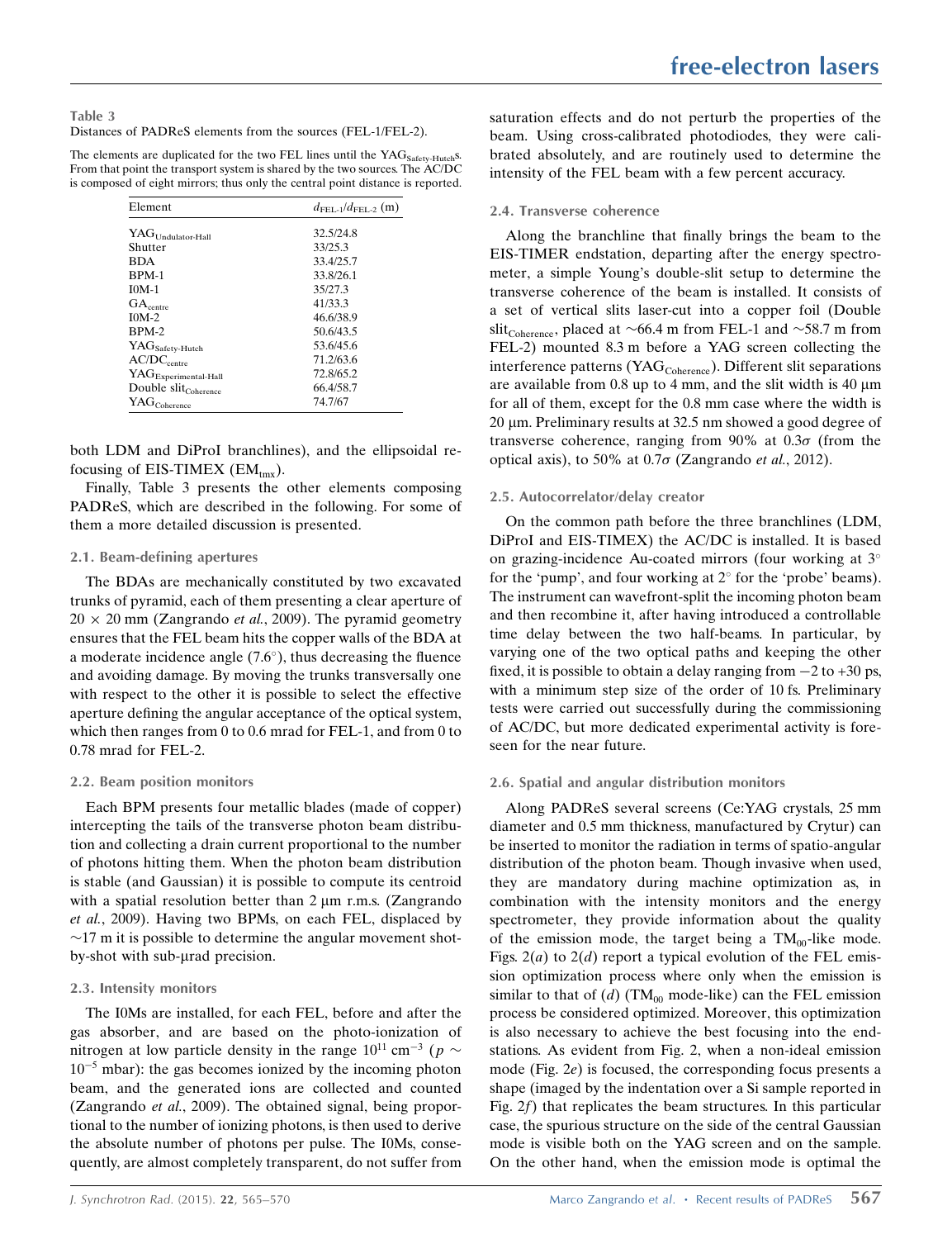Table 3
Distances of PADReS elements from the sources (FEL-1/FEL-2).

The elements are duplicated for the two FEL lines until the $YAG_{Safety\text{-}Hutch}$s. From that point the transport system is shared by the two sources. The AC/DC is composed of eight mirrors; thus only the central point distance is reported.

| Element | $d_{FEL\text{-}1}/d_{FEL\text{-}2}$ (m) |
|---|---|
| $YAG_{Undulator\text{-}Hall}$ | 32.5/24.8 |
| Shutter | 33/25.3 |
| BDA | 33.4/25.7 |
| BPM-1 | 33.8/26.1 |
| I0M-1 | 35/27.3 |
| $GA_{centre}$ | 41/33.3 |
| I0M-2 | 46.6/38.9 |
| BPM-2 | 50.6/43.5 |
| $YAG_{Safety\text{-}Hutch}$ | 53.6/45.6 |
| $AC/DC_{centre}$ | 71.2/63.6 |
| $YAG_{Experimental\text{-}Hall}$ | 72.8/65.2 |
| Double $slit_{Coherence}$ | 66.4/58.7 |
| $YAG_{Coherence}$ | 74.7/67 |

both LDM and DiProI branchlines), and the ellipsoidal refocusing of EIS-TIMEX ($EM_{tmx}$).

Finally, Table 3 presents the other elements composing PADReS, which are described in the following. For some of them a more detailed discussion is presented.

### 2.1. Beam-defining apertures

The BDAs are mechanically constituted by two excavated trunks of pyramid, each of them presenting a clear aperture of 20 × 20 mm (Zangrando *et al.*, 2009). The pyramid geometry ensures that the FEL beam hits the copper walls of the BDA at a moderate incidence angle (7.6°), thus decreasing the fluence and avoiding damage. By moving the trunks transversally one with respect to the other it is possible to select the effective aperture defining the angular acceptance of the optical system, which then ranges from 0 to 0.6 mrad for FEL-1, and from 0 to 0.78 mrad for FEL-2.

### 2.2. Beam position monitors

Each BPM presents four metallic blades (made of copper) intercepting the tails of the transverse photon beam distribution and collecting a drain current proportional to the number of photons hitting them. When the photon beam distribution is stable (and Gaussian) it is possible to compute its centroid with a spatial resolution better than 2 µm r.m.s. (Zangrando *et al.*, 2009). Having two BPMs, on each FEL, displaced by ~17 m it is possible to determine the angular movement shot-by-shot with sub-µrad precision.

### 2.3. Intensity monitors

The I0Ms are installed, for each FEL, before and after the gas absorber, and are based on the photo-ionization of nitrogen at low particle density in the range $10^{11}$ cm$^{-3}$ ($p \sim 10^{-5}$ mbar): the gas becomes ionized by the incoming photon beam, and the generated ions are collected and counted (Zangrando *et al.*, 2009). The obtained signal, being proportional to the number of ionizing photons, is then used to derive the absolute number of photons per pulse. The I0Ms, consequently, are almost completely transparent, do not suffer from saturation effects and do not perturb the properties of the beam. Using cross-calibrated photodiodes, they were calibrated absolutely, and are routinely used to determine the intensity of the FEL beam with a few percent accuracy.

### 2.4. Transverse coherence

Along the branchline that finally brings the beam to the EIS-TIMER endstation, departing after the energy spectrometer, a simple Young's double-slit setup to determine the transverse coherence of the beam is installed. It consists of a set of vertical slits laser-cut into a copper foil (Double $slit_{Coherence}$, placed at ~66.4 m from FEL-1 and ~58.7 m from FEL-2) mounted 8.3 m before a YAG screen collecting the interference patterns ($YAG_{Coherence}$). Different slit separations are available from 0.8 up to 4 mm, and the slit width is 40 µm for all of them, except for the 0.8 mm case where the width is 20 µm. Preliminary results at 32.5 nm showed a good degree of transverse coherence, ranging from 90% at 0.3$\sigma$ (from the optical axis), to 50% at 0.7$\sigma$ (Zangrando *et al.*, 2012).

### 2.5. Autocorrelator/delay creator

On the common path before the three branchlines (LDM, DiProI and EIS-TIMEX) the AC/DC is installed. It is based on grazing-incidence Au-coated mirrors (four working at 3° for the 'pump', and four working at 2° for the 'probe' beams). The instrument can wavefront-split the incoming photon beam and then recombine it, after having introduced a controllable time delay between the two half-beams. In particular, by varying one of the two optical paths and keeping the other fixed, it is possible to obtain a delay ranging from −2 to +30 ps, with a minimum step size of the order of 10 fs. Preliminary tests were carried out successfully during the commissioning of AC/DC, but more dedicated experimental activity is foreseen for the near future.

### 2.6. Spatial and angular distribution monitors

Along PADReS several screens (Ce:YAG crystals, 25 mm diameter and 0.5 mm thickness, manufactured by Crytur) can be inserted to monitor the radiation in terms of spatio-angular distribution of the photon beam. Though invasive when used, they are mandatory during machine optimization as, in combination with the intensity monitors and the energy spectrometer, they provide information about the quality of the emission mode, the target being a $TM_{00}$-like mode. Figs. 2(*a*) to 2(*d*) report a typical evolution of the FEL emission optimization process where only when the emission is similar to that of (*d*) ($TM_{00}$ mode-like) can the FEL emission process be considered optimized. Moreover, this optimization is also necessary to achieve the best focusing into the endstations. As evident from Fig. 2, when a non-ideal emission mode (Fig. 2*e*) is focused, the corresponding focus presents a shape (imaged by the indentation over a Si sample reported in Fig. 2*f*) that replicates the beam structures. In this particular case, the spurious structure on the side of the central Gaussian mode is visible both on the YAG screen and on the sample. On the other hand, when the emission mode is optimal the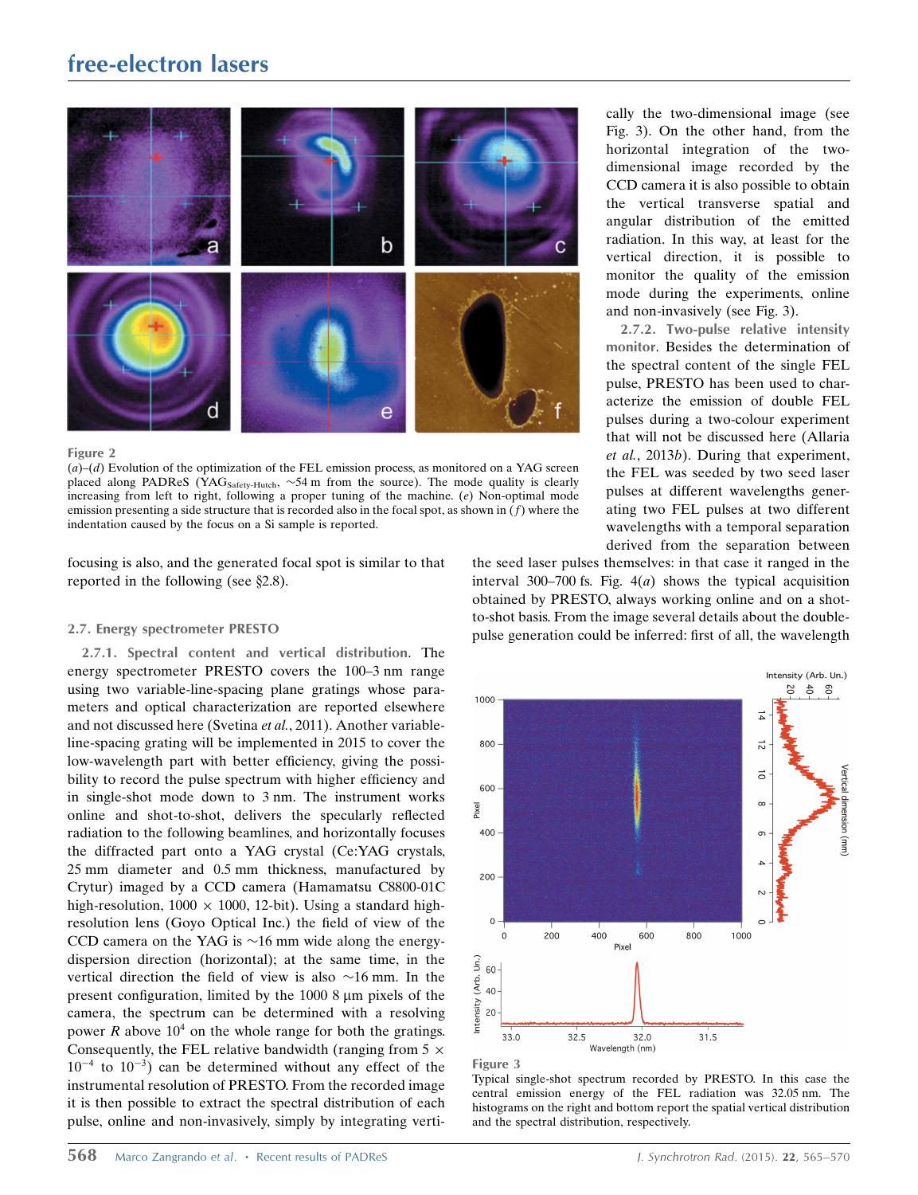Figure 2

(*a*)–(*d*) Evolution of the optimization of the FEL emission process, as monitored on a YAG screen placed along PADReS ($YAG_{Safety\text{-}Hutch}$, ~54 m from the source). The mode quality is clearly increasing from left to right, following a proper tuning of the machine. (*e*) Non-optimal mode emission presenting a side structure that is recorded also in the focal spot, as shown in (*f*) where the indentation caused by the focus on a Si sample is reported.

focusing is also, and the generated focal spot is similar to that reported in the following (see §2.8).

### 2.7. Energy spectrometer PRESTO

**2.7.1. Spectral content and vertical distribution.** The energy spectrometer PRESTO covers the 100–3 nm range using two variable-line-spacing plane gratings whose parameters and optical characterization are reported elsewhere and not discussed here (Svetina *et al.*, 2011). Another variable-line-spacing grating will be implemented in 2015 to cover the low-wavelength part with better efficiency, giving the possibility to record the pulse spectrum with higher efficiency and in single-shot mode down to 3 nm. The instrument works online and shot-to-shot, delivers the specularly reflected radiation to the following beamlines, and horizontally focuses the diffracted part onto a YAG crystal (Ce:YAG crystals, 25 mm diameter and 0.5 mm thickness, manufactured by Crytur) imaged by a CCD camera (Hamamatsu C8800-01C high-resolution, 1000 × 1000, 12-bit). Using a standard high-resolution lens (Goyo Optical Inc.) the field of view of the CCD camera on the YAG is ~16 mm wide along the energy-dispersion direction (horizontal); at the same time, in the vertical direction the field of view is also ~16 mm. In the present configuration, limited by the 1000 8 µm pixels of the camera, the spectrum can be determined with a resolving power *R* above $10^4$ on the whole range for both the gratings. Consequently, the FEL relative bandwidth (ranging from $5 \times 10^{-4}$ to $10^{-3}$) can be determined without any effect of the instrumental resolution of PRESTO. From the recorded image it is then possible to extract the spectral distribution of each pulse, online and non-invasively, simply by integrating vertically the two-dimensional image (see Fig. 3). On the other hand, from the horizontal integration of the two-dimensional image recorded by the CCD camera it is also possible to obtain the vertical transverse spatial and angular distribution of the emitted radiation. In this way, at least for the vertical direction, it is possible to monitor the quality of the emission mode during the experiments, online and non-invasively (see Fig. 3).

**2.7.2. Two-pulse relative intensity monitor.** Besides the determination of the spectral content of the single FEL pulse, PRESTO has been used to characterize the emission of double FEL pulses during a two-colour experiment that will not be discussed here (Allaria *et al.*, 2013*b*). During that experiment, the FEL was seeded by two seed laser pulses at different wavelengths generating two FEL pulses at two different wavelengths with a temporal separation derived from the separation between the seed laser pulses themselves: in that case it ranged in the interval 300–700 fs. Fig. 4(*a*) shows the typical acquisition obtained by PRESTO, always working online and on a shot-to-shot basis. From the image several details about the double-pulse generation could be inferred: first of all, the wavelength

Figure 3

Typical single-shot spectrum recorded by PRESTO. In this case the central emission energy of the FEL radiation was 32.05 nm. The histograms on the right and bottom report the spatial vertical distribution and the spectral distribution, respectively.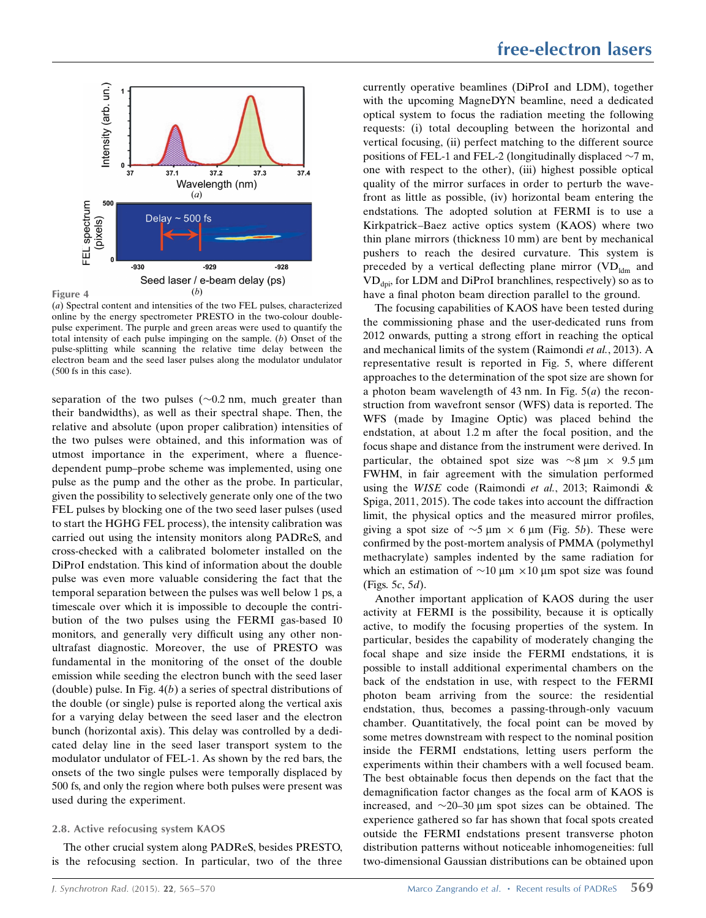Figure 4

(*a*) Spectral content and intensities of the two FEL pulses, characterized online by the energy spectrometer PRESTO in the two-colour double-pulse experiment. The purple and green areas were used to quantify the total intensity of each pulse impinging on the sample. (*b*) Onset of the pulse-splitting while scanning the relative time delay between the electron beam and the seed laser pulses along the modulator undulator (500 fs in this case).

separation of the two pulses (~0.2 nm, much greater than their bandwidths), as well as their spectral shape. Then, the relative and absolute (upon proper calibration) intensities of the two pulses were obtained, and this information was of utmost importance in the experiment, where a fluence-dependent pump–probe scheme was implemented, using one pulse as the pump and the other as the probe. In particular, given the possibility to selectively generate only one of the two FEL pulses by blocking one of the two seed laser pulses (used to start the HGHG FEL process), the intensity calibration was carried out using the intensity monitors along PADReS, and cross-checked with a calibrated bolometer installed on the DiProI endstation. This kind of information about the double pulse was even more valuable considering the fact that the temporal separation between the pulses was well below 1 ps, a timescale over which it is impossible to decouple the contribution of the two pulses using the FERMI gas-based I0 monitors, and generally very difficult using any other non-ultrafast diagnostic. Moreover, the use of PRESTO was fundamental in the monitoring of the onset of the double emission while seeding the electron bunch with the seed laser (double) pulse. In Fig. 4(*b*) a series of spectral distributions of the double (or single) pulse is reported along the vertical axis for a varying delay between the seed laser and the electron bunch (horizontal axis). This delay was controlled by a dedicated delay line in the seed laser transport system to the modulator undulator of FEL-1. As shown by the red bars, the onsets of the two single pulses were temporally displaced by 500 fs, and only the region where both pulses were present was used during the experiment.

### 2.8. Active refocusing system KAOS

The other crucial system along PADReS, besides PRESTO, is the refocusing section. In particular, two of the three currently operative beamlines (DiProI and LDM), together with the upcoming MagneDYN beamline, need a dedicated optical system to focus the radiation meeting the following requests: (i) total decoupling between the horizontal and vertical focusing, (ii) perfect matching to the different source positions of FEL-1 and FEL-2 (longitudinally displaced ~7 m, one with respect to the other), (iii) highest possible optical quality of the mirror surfaces in order to perturb the wavefront as little as possible, (iv) horizontal beam entering the endstations. The adopted solution at FERMI is to use a Kirkpatrick–Baez active optics system (KAOS) where two thin plane mirrors (thickness 10 mm) are bent by mechanical pushers to reach the desired curvature. This system is preceded by a vertical deflecting plane mirror ($VD_{ldm}$ and $VD_{dpi}$, for LDM and DiProI branchlines, respectively) so as to have a final photon beam direction parallel to the ground.

The focusing capabilities of KAOS have been tested during the commissioning phase and the user-dedicated runs from 2012 onwards, putting a strong effort in reaching the optical and mechanical limits of the system (Raimondi *et al.*, 2013). A representative result is reported in Fig. 5, where different approaches to the determination of the spot size are shown for a photon beam wavelength of 43 nm. In Fig. 5(*a*) the reconstruction from wavefront sensor (WFS) data is reported. The WFS (made by Imagine Optic) was placed behind the endstation, at about 1.2 m after the focal position, and the focus shape and distance from the instrument were derived. In particular, the obtained spot size was ~8 µm × 9.5 µm FWHM, in fair agreement with the simulation performed using the *WISE* code (Raimondi *et al.*, 2013; Raimondi & Spiga, 2011, 2015). The code takes into account the diffraction limit, the physical optics and the measured mirror profiles, giving a spot size of ~5 µm × 6 µm (Fig. 5*b*). These were confirmed by the post-mortem analysis of PMMA (polymethyl methacrylate) samples indented by the same radiation for which an estimation of ~10 µm ×10 µm spot size was found (Figs. 5*c*, 5*d*).

Another important application of KAOS during the user activity at FERMI is the possibility, because it is optically active, to modify the focusing properties of the system. In particular, besides the capability of moderately changing the focal shape and size inside the FERMI endstations, it is possible to install additional experimental chambers on the back of the endstation in use, with respect to the FERMI photon beam arriving from the source: the residential endstation, thus, becomes a passing-through-only vacuum chamber. Quantitatively, the focal point can be moved by some metres downstream with respect to the nominal position inside the FERMI endstations, letting users perform the experiments within their chambers with a well focused beam. The best obtainable focus then depends on the fact that the demagnification factor changes as the focal arm of KAOS is increased, and ~20–30 µm spot sizes can be obtained. The experience gathered so far has shown that focal spots created outside the FERMI endstations present transverse photon distribution patterns without noticeable inhomogeneities: full two-dimensional Gaussian distributions can be obtained upon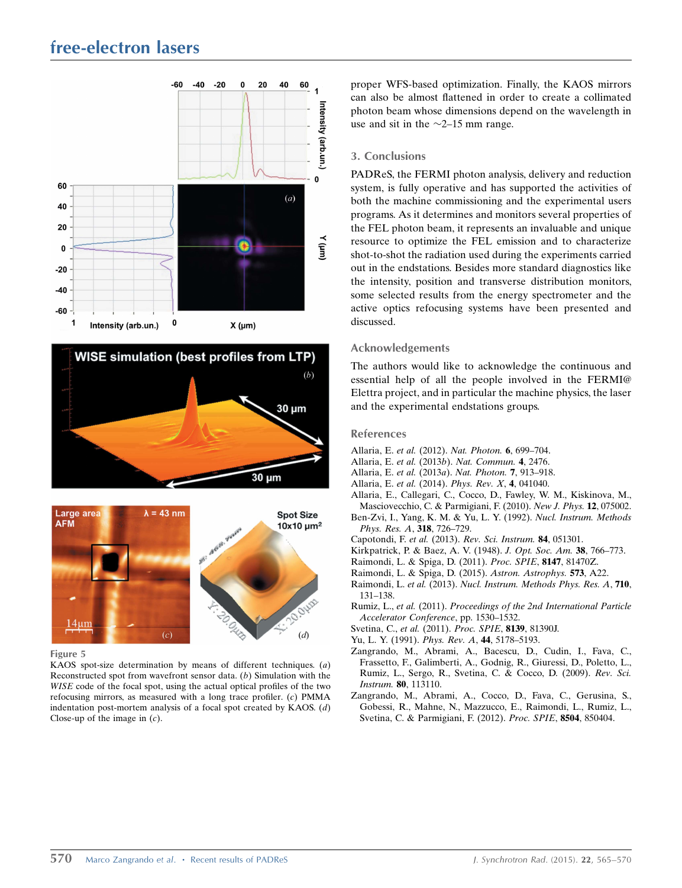-60 -40 -20 0 20 40 60

1

Intensity (arb.un.)

0

60

40

20

0

-20

-40

-60

1 Intensity (arb.un.) 0

X (μm)

Y (μm)

(a)

WISE simulation (best profiles from LTP)

(b)

30 μm

30 μm

Large area AFM

λ = 43 nm

14μm

(c)

Spot Size 10x10 μm²

Y: 20.0μm

X: 20.0μm

(d)

Figure 5
KAOS spot-size determination by means of different techniques. (*a*) Reconstructed spot from wavefront sensor data. (*b*) Simulation with the *WISE* code of the focal spot, using the actual optical profiles of the two refocusing mirrors, as measured with a long trace profiler. (*c*) PMMA indentation post-mortem analysis of a focal spot created by KAOS. (*d*) Close-up of the image in (*c*).

proper WFS-based optimization. Finally, the KAOS mirrors can also be almost flattened in order to create a collimated photon beam whose dimensions depend on the wavelength in use and sit in the ~2–15 mm range.

## 3. Conclusions

PADReS, the FERMI photon analysis, delivery and reduction system, is fully operative and has supported the activities of both the machine commissioning and the experimental users programs. As it determines and monitors several properties of the FEL photon beam, it represents an invaluable and unique resource to optimize the FEL emission and to characterize shot-to-shot the radiation used during the experiments carried out in the endstations. Besides more standard diagnostics like the intensity, position and transverse distribution monitors, some selected results from the energy spectrometer and the active optics refocusing systems have been presented and discussed.

## Acknowledgements

The authors would like to acknowledge the continuous and essential help of all the people involved in the FERMI@Elettra project, and in particular the machine physics, the laser and the experimental endstations groups.

## References

Allaria, E. *et al.* (2012). *Nat. Photon.* **6**, 699–704.
Allaria, E. *et al.* (2013*b*). *Nat. Commun.* **4**, 2476.
Allaria, E. *et al.* (2013*a*). *Nat. Photon.* **7**, 913–918.
Allaria, E. *et al.* (2014). *Phys. Rev. X*, **4**, 041040.
Allaria, E., Callegari, C., Cocco, D., Fawley, W. M., Kiskinova, M., Masciovecchio, C. & Parmigiani, F. (2010). *New J. Phys.* **12**, 075002.
Ben-Zvi, I., Yang, K. M. & Yu, L. Y. (1992). *Nucl. Instrum. Methods Phys. Res. A*, **318**, 726–729.
Capotondi, F. *et al.* (2013). *Rev. Sci. Instrum.* **84**, 051301.
Kirkpatrick, P. & Baez, A. V. (1948). *J. Opt. Soc. Am.* **38**, 766–773.
Raimondi, L. & Spiga, D. (2011). *Proc. SPIE*, **8147**, 81470Z.
Raimondi, L. & Spiga, D. (2015). *Astron. Astrophys.* **573**, A22.
Raimondi, L. *et al.* (2013). *Nucl. Instrum. Methods Phys. Res. A*, **710**, 131–138.
Rumiz, L., *et al.* (2011). *Proceedings of the 2nd International Particle Accelerator Conference*, pp. 1530–1532.
Svetina, C., *et al.* (2011). *Proc. SPIE*, **8139**, 81390J.
Yu, L. Y. (1991). *Phys. Rev. A*, **44**, 5178–5193.
Zangrando, M., Abrami, A., Bacescu, D., Cudin, I., Fava, C., Frassetto, F., Galimberti, A., Godnig, R., Giuressi, D., Poletto, L., Rumiz, L., Sergo, R., Svetina, C. & Cocco, D. (2009). *Rev. Sci. Instrum.* **80**, 113110.
Zangrando, M., Abrami, A., Cocco, D., Fava, C., Gerusina, S., Gobessi, R., Mahne, N., Mazzucco, E., Raimondi, L., Rumiz, L., Svetina, C. & Parmigiani, F. (2012). *Proc. SPIE*, **8504**, 850404.